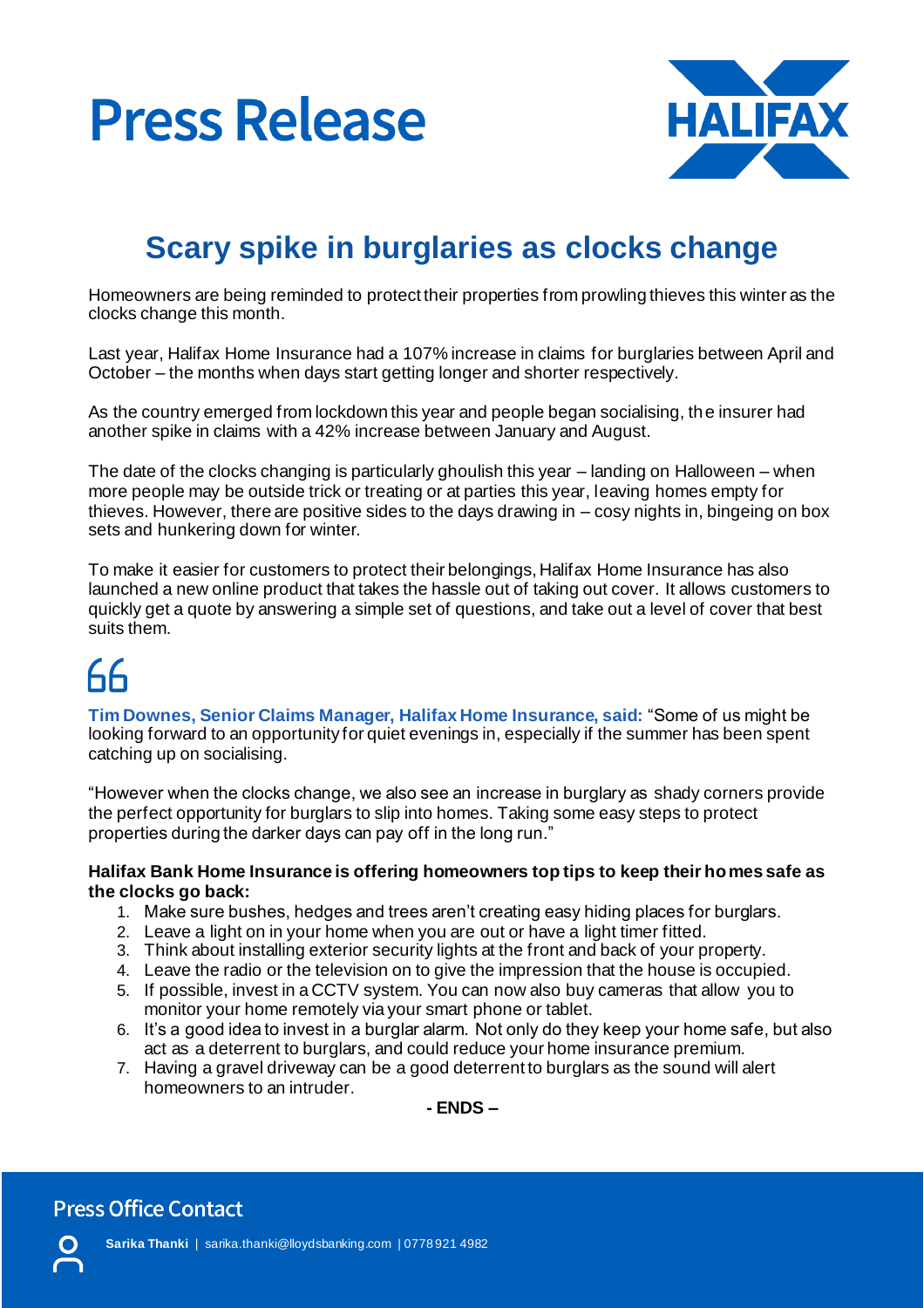# Press Release

HALIFAX

## Scary spike in burglaries as clocks change

Homeowners are being reminded to protect their properties from prowling thieves this winter as the clocks change this month.

Last year, Halifax Home Insurance had a 107% increase in claims for burglaries between April and October – the months when days start getting longer and shorter respectively.

As the country emerged from lockdown this year and people began socialising, the insurer had another spike in claims with a 42% increase between January and August.

The date of the clocks changing is particularly ghoulish this year – landing on Halloween – when more people may be outside trick or treating or at parties this year, leaving homes empty for thieves. However, there are positive sides to the days drawing in – cosy nights in, bingeing on box sets and hunkering down for winter.

To make it easier for customers to protect their belongings, Halifax Home Insurance has also launched a new online product that takes the hassle out of taking out cover. It allows customers to quickly get a quote by answering a simple set of questions, and take out a level of cover that best suits them.

**Tim Downes, Senior Claims Manager, Halifax Home Insurance, said:** "Some of us might be looking forward to an opportunity for quiet evenings in, especially if the summer has been spent catching up on socialising.

"However when the clocks change, we also see an increase in burglary as shady corners provide the perfect opportunity for burglars to slip into homes. Taking some easy steps to protect properties during the darker days can pay off in the long run."

**Halifax Bank Home Insurance is offering homeowners top tips to keep their homes safe as the clocks go back:**

1. Make sure bushes, hedges and trees aren't creating easy hiding places for burglars.
2. Leave a light on in your home when you are out or have a light timer fitted.
3. Think about installing exterior security lights at the front and back of your property.
4. Leave the radio or the television on to give the impression that the house is occupied.
5. If possible, invest in a CCTV system. You can now also buy cameras that allow you to monitor your home remotely via your smart phone or tablet.
6. It's a good idea to invest in a burglar alarm. Not only do they keep your home safe, but also act as a deterrent to burglars, and could reduce your home insurance premium.
7. Having a gravel driveway can be a good deterrent to burglars as the sound will alert homeowners to an intruder.

**- ENDS –**

## Press Office Contact

**Sarika Thanki** | sarika.thanki@lloydsbanking.com | 0778 921 4982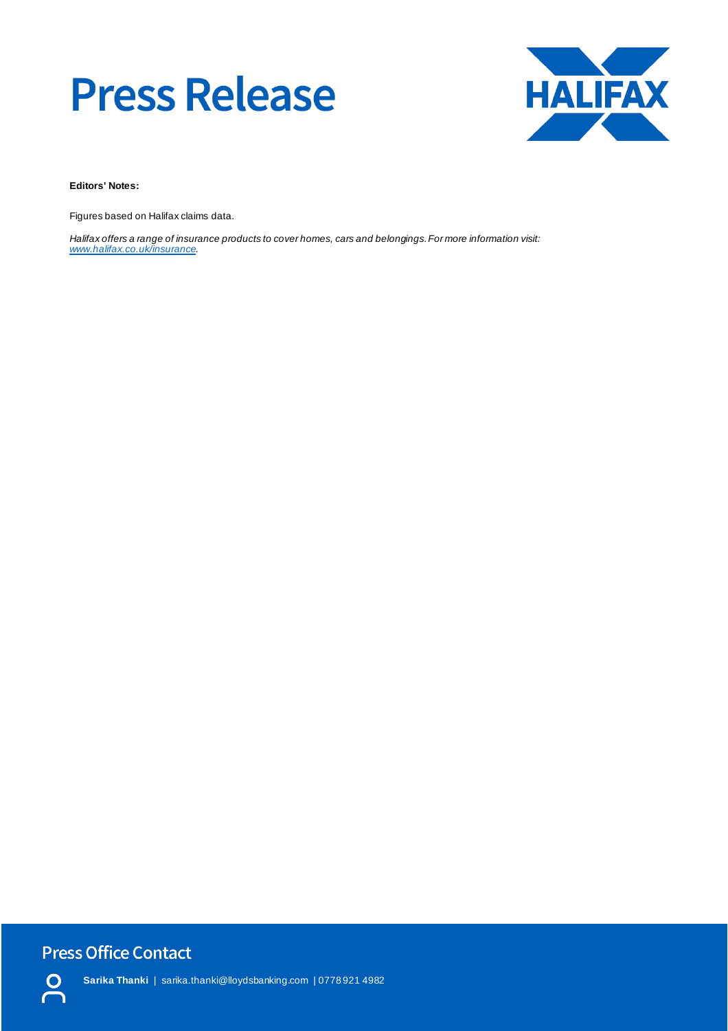# Press Release

**Editors' Notes:**

Figures based on Halifax claims data.

*Halifax offers a range of insurance products to cover homes, cars and belongings. For more information visit: [www.halifax.co.uk/insurance](www.halifax.co.uk/insurance).*

## Press Office Contact

**Sarika Thanki** | sarika.thanki@lloydsbanking.com | 0778 921 4982